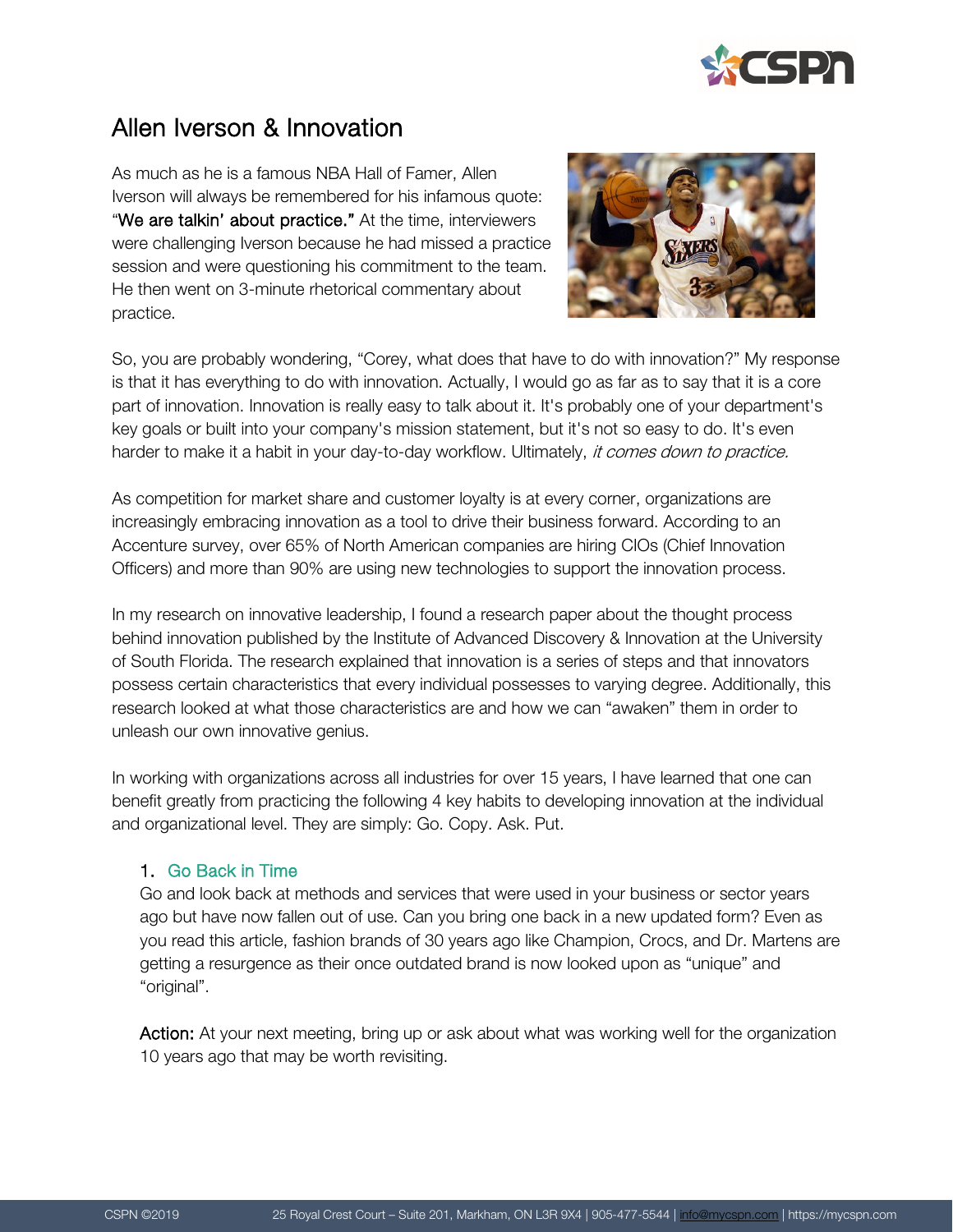# Allen Iverson & Innovation

As much as he is a famous NBA Hall of Famer, Allen Iverson will always be remembered for his infamous quote: "**We are talkin' about practice.**" At the time, interviewers were challenging Iverson because he had missed a practice session and were questioning his commitment to the team. He then went on 3-minute rhetorical commentary about practice.

So, you are probably wondering, "Corey, what does that have to do with innovation?" My response is that it has everything to do with innovation. Actually, I would go as far as to say that it is a core part of innovation. Innovation is really easy to talk about it. It's probably one of your department's key goals or built into your company's mission statement, but it's not so easy to do. It's even harder to make it a habit in your day-to-day workflow. Ultimately, *it comes down to practice.*

As competition for market share and customer loyalty is at every corner, organizations are increasingly embracing innovation as a tool to drive their business forward. According to an Accenture survey, over 65% of North American companies are hiring CIOs (Chief Innovation Officers) and more than 90% are using new technologies to support the innovation process.

In my research on innovative leadership, I found a research paper about the thought process behind innovation published by the Institute of Advanced Discovery & Innovation at the University of South Florida. The research explained that innovation is a series of steps and that innovators possess certain characteristics that every individual possesses to varying degree. Additionally, this research looked at what those characteristics are and how we can "awaken" them in order to unleash our own innovative genius.

In working with organizations across all industries for over 15 years, I have learned that one can benefit greatly from practicing the following 4 key habits to developing innovation at the individual and organizational level. They are simply: Go. Copy. Ask. Put.

1. **Go Back in Time**

   Go and look back at methods and services that were used in your business or sector years ago but have now fallen out of use. Can you bring one back in a new updated form? Even as you read this article, fashion brands of 30 years ago like Champion, Crocs, and Dr. Martens are getting a resurgence as their once outdated brand is now looked upon as "unique" and "original".

   **Action:** At your next meeting, bring up or ask about what was working well for the organization 10 years ago that may be worth revisiting.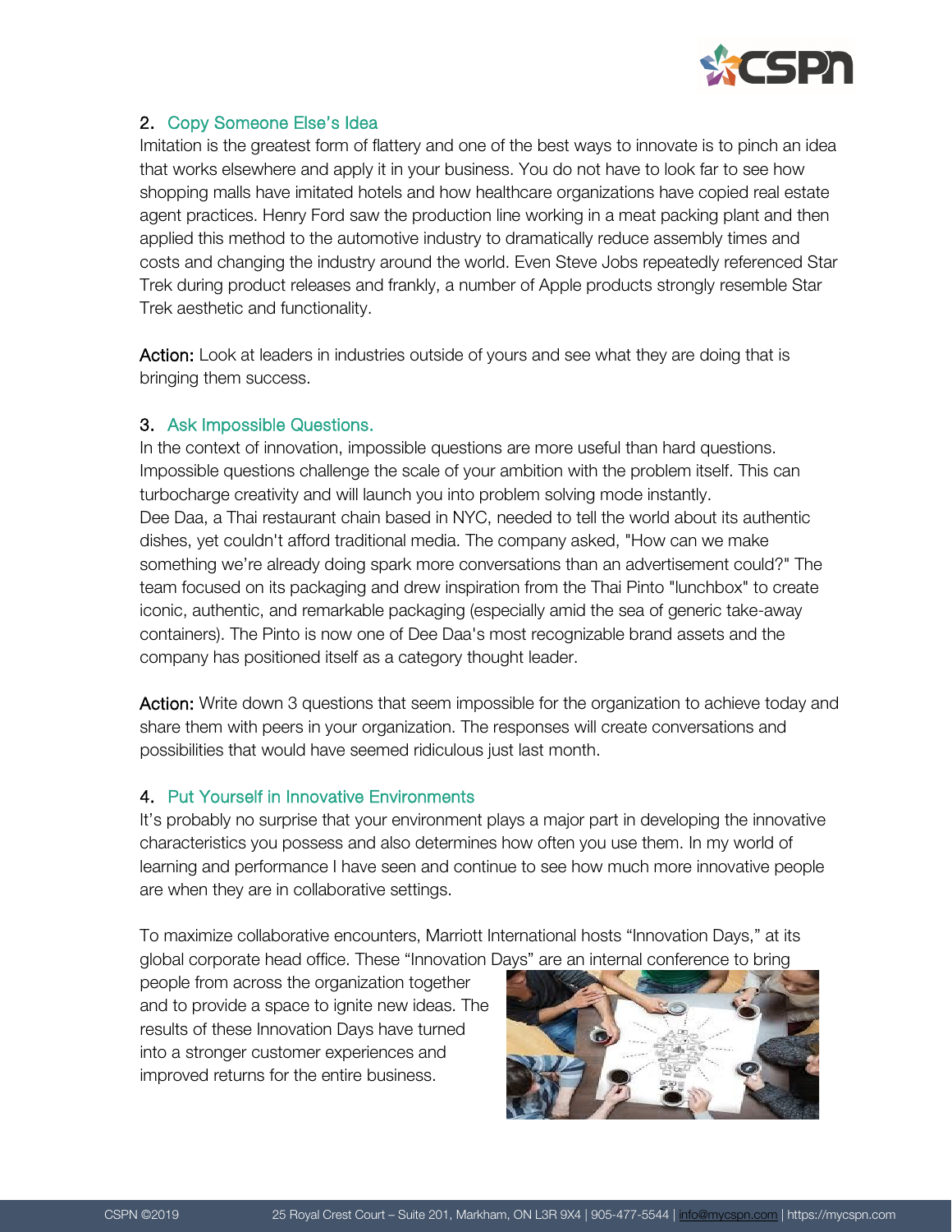## 2. Copy Someone Else's Idea

Imitation is the greatest form of flattery and one of the best ways to innovate is to pinch an idea that works elsewhere and apply it in your business. You do not have to look far to see how shopping malls have imitated hotels and how healthcare organizations have copied real estate agent practices. Henry Ford saw the production line working in a meat packing plant and then applied this method to the automotive industry to dramatically reduce assembly times and costs and changing the industry around the world. Even Steve Jobs repeatedly referenced Star Trek during product releases and frankly, a number of Apple products strongly resemble Star Trek aesthetic and functionality.

**Action:** Look at leaders in industries outside of yours and see what they are doing that is bringing them success.

## 3. Ask Impossible Questions.

In the context of innovation, impossible questions are more useful than hard questions. Impossible questions challenge the scale of your ambition with the problem itself. This can turbocharge creativity and will launch you into problem solving mode instantly.
Dee Daa, a Thai restaurant chain based in NYC, needed to tell the world about its authentic dishes, yet couldn't afford traditional media. The company asked, "How can we make something we're already doing spark more conversations than an advertisement could?" The team focused on its packaging and drew inspiration from the Thai Pinto "lunchbox" to create iconic, authentic, and remarkable packaging (especially amid the sea of generic take-away containers). The Pinto is now one of Dee Daa's most recognizable brand assets and the company has positioned itself as a category thought leader.

**Action:** Write down 3 questions that seem impossible for the organization to achieve today and share them with peers in your organization. The responses will create conversations and possibilities that would have seemed ridiculous just last month.

## 4. Put Yourself in Innovative Environments

It's probably no surprise that your environment plays a major part in developing the innovative characteristics you possess and also determines how often you use them. In my world of learning and performance I have seen and continue to see how much more innovative people are when they are in collaborative settings.

To maximize collaborative encounters, Marriott International hosts "Innovation Days," at its global corporate head office. These "Innovation Days" are an internal conference to bring people from across the organization together and to provide a space to ignite new ideas. The results of these Innovation Days have turned into a stronger customer experiences and improved returns for the entire business.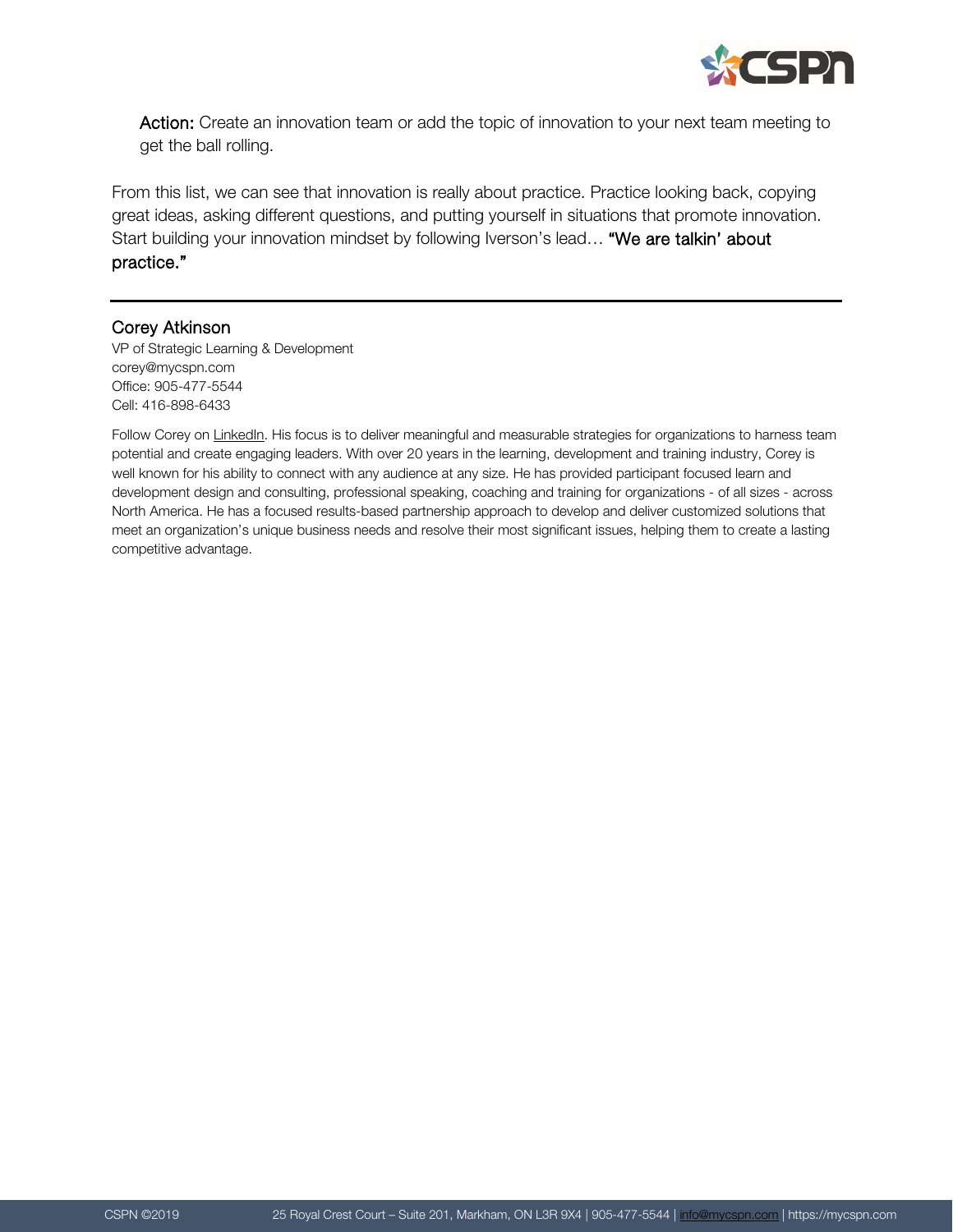**Action:** Create an innovation team or add the topic of innovation to your next team meeting to get the ball rolling.

From this list, we can see that innovation is really about practice. Practice looking back, copying great ideas, asking different questions, and putting yourself in situations that promote innovation. Start building your innovation mindset by following Iverson's lead… **"We are talkin' about practice."**

---

**Corey Atkinson**
VP of Strategic Learning & Development
corey@mycspn.com
Office: 905-477-5544
Cell: 416-898-6433

Follow Corey on LinkedIn. His focus is to deliver meaningful and measurable strategies for organizations to harness team potential and create engaging leaders. With over 20 years in the learning, development and training industry, Corey is well known for his ability to connect with any audience at any size. He has provided participant focused learn and development design and consulting, professional speaking, coaching and training for organizations - of all sizes - across North America. He has a focused results-based partnership approach to develop and deliver customized solutions that meet an organization's unique business needs and resolve their most significant issues, helping them to create a lasting competitive advantage.